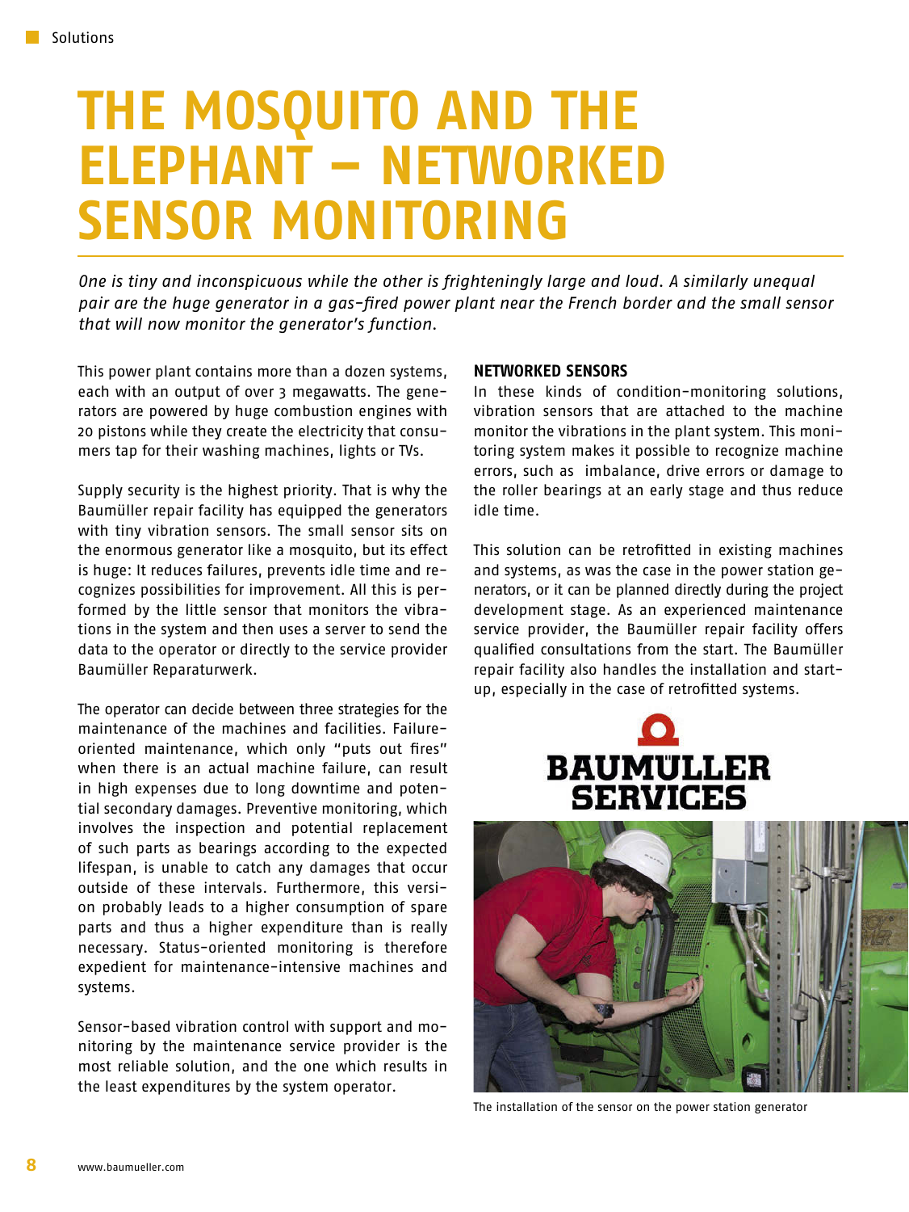Solutions

# THE MOSQUITO AND THE ELEPHANT – NETWORKED SENSOR MONITORING

*One is tiny and inconspicuous while the other is frighteningly large and loud. A similarly unequal pair are the huge generator in a gas-fired power plant near the French border and the small sensor that will now monitor the generator's function.*

This power plant contains more than a dozen systems, each with an output of over 3 megawatts. The generators are powered by huge combustion engines with 20 pistons while they create the electricity that consumers tap for their washing machines, lights or TVs.

Supply security is the highest priority. That is why the Baumüller repair facility has equipped the generators with tiny vibration sensors. The small sensor sits on the enormous generator like a mosquito, but its effect is huge: It reduces failures, prevents idle time and recognizes possibilities for improvement. All this is performed by the little sensor that monitors the vibrations in the system and then uses a server to send the data to the operator or directly to the service provider Baumüller Reparaturwerk.

The operator can decide between three strategies for the maintenance of the machines and facilities. Failure-oriented maintenance, which only "puts out fires" when there is an actual machine failure, can result in high expenses due to long downtime and potential secondary damages. Preventive monitoring, which involves the inspection and potential replacement of such parts as bearings according to the expected lifespan, is unable to catch any damages that occur outside of these intervals. Furthermore, this version probably leads to a higher consumption of spare parts and thus a higher expenditure than is really necessary. Status-oriented monitoring is therefore expedient for maintenance-intensive machines and systems.

Sensor-based vibration control with support and monitoring by the maintenance service provider is the most reliable solution, and the one which results in the least expenditures by the system operator.

## NETWORKED SENSORS

In these kinds of condition-monitoring solutions, vibration sensors that are attached to the machine monitor the vibrations in the plant system. This monitoring system makes it possible to recognize machine errors, such as imbalance, drive errors or damage to the roller bearings at an early stage and thus reduce idle time.

This solution can be retrofitted in existing machines and systems, as was the case in the power station generators, or it can be planned directly during the project development stage. As an experienced maintenance service provider, the Baumüller repair facility offers qualified consultations from the start. The Baumüller repair facility also handles the installation and start-up, especially in the case of retrofitted systems.

BAUMÜLLER SERVICES

The installation of the sensor on the power station generator

www.baumueller.com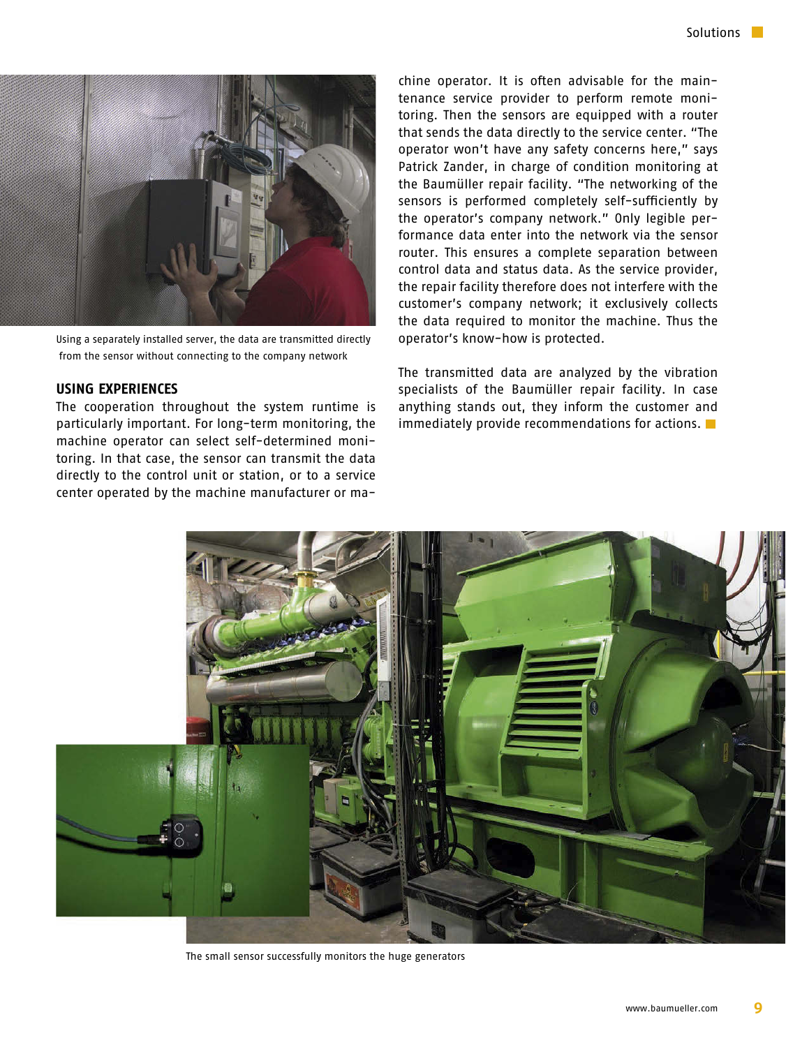Using a separately installed server, the data are transmitted directly from the sensor without connecting to the company network

## USING EXPERIENCES

The cooperation throughout the system runtime is particularly important. For long-term monitoring, the machine operator can select self-determined monitoring. In that case, the sensor can transmit the data directly to the control unit or station, or to a service center operated by the machine manufacturer or machine operator. It is often advisable for the maintenance service provider to perform remote monitoring. Then the sensors are equipped with a router that sends the data directly to the service center. "The operator won't have any safety concerns here," says Patrick Zander, in charge of condition monitoring at the Baumüller repair facility. "The networking of the sensors is performed completely self-sufficiently by the operator's company network." Only legible performance data enter into the network via the sensor router. This ensures a complete separation between control data and status data. As the service provider, the repair facility therefore does not interfere with the customer's company network; it exclusively collects the data required to monitor the machine. Thus the operator's know-how is protected.

The transmitted data are analyzed by the vibration specialists of the Baumüller repair facility. In case anything stands out, they inform the customer and immediately provide recommendations for actions.

The small sensor successfully monitors the huge generators